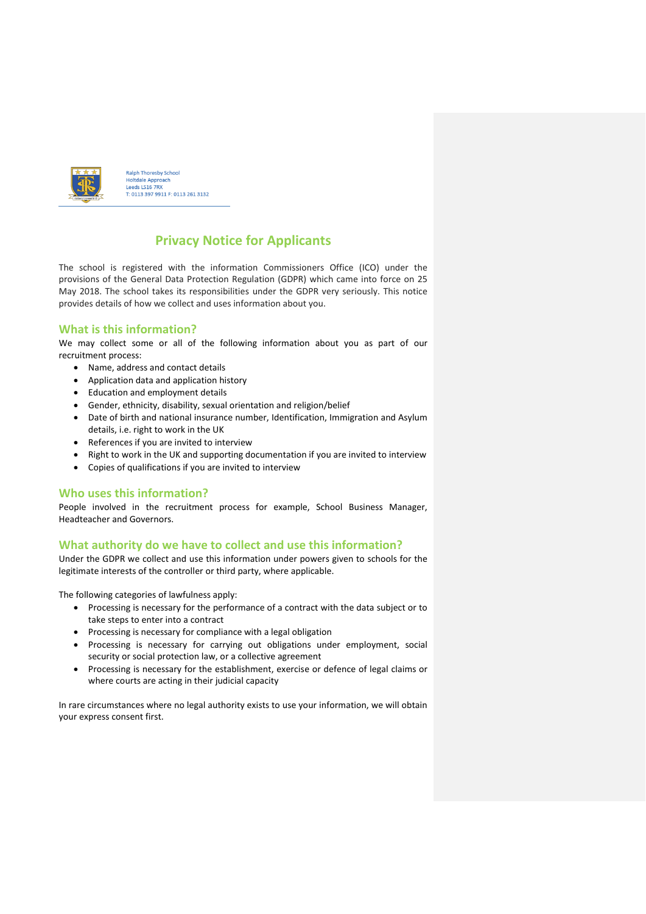Ralph Thoresby School
Holtdale Approach
Leeds LS16 7RX
T: 0113 397 9911 F: 0113 261 3132

# Privacy Notice for Applicants

The school is registered with the information Commissioners Office (ICO) under the provisions of the General Data Protection Regulation (GDPR) which came into force on 25 May 2018. The school takes its responsibilities under the GDPR very seriously. This notice provides details of how we collect and uses information about you.

## What is this information?

We may collect some or all of the following information about you as part of our recruitment process:

- Name, address and contact details
- Application data and application history
- Education and employment details
- Gender, ethnicity, disability, sexual orientation and religion/belief
- Date of birth and national insurance number, Identification, Immigration and Asylum details, i.e. right to work in the UK
- References if you are invited to interview
- Right to work in the UK and supporting documentation if you are invited to interview
- Copies of qualifications if you are invited to interview

## Who uses this information?

People involved in the recruitment process for example, School Business Manager, Headteacher and Governors.

## What authority do we have to collect and use this information?

Under the GDPR we collect and use this information under powers given to schools for the legitimate interests of the controller or third party, where applicable.

The following categories of lawfulness apply:

- Processing is necessary for the performance of a contract with the data subject or to take steps to enter into a contract
- Processing is necessary for compliance with a legal obligation
- Processing is necessary for carrying out obligations under employment, social security or social protection law, or a collective agreement
- Processing is necessary for the establishment, exercise or defence of legal claims or where courts are acting in their judicial capacity

In rare circumstances where no legal authority exists to use your information, we will obtain your express consent first.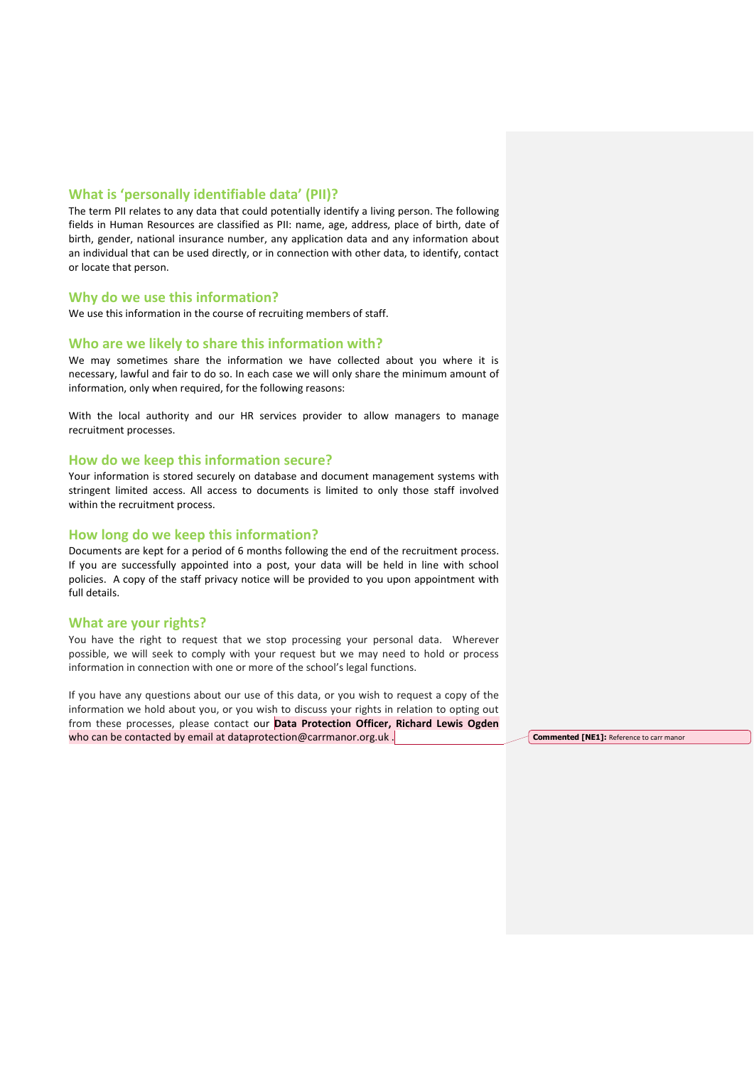## What is 'personally identifiable data' (PII)?

The term PII relates to any data that could potentially identify a living person. The following fields in Human Resources are classified as PII: name, age, address, place of birth, date of birth, gender, national insurance number, any application data and any information about an individual that can be used directly, or in connection with other data, to identify, contact or locate that person.

## Why do we use this information?

We use this information in the course of recruiting members of staff.

## Who are we likely to share this information with?

We may sometimes share the information we have collected about you where it is necessary, lawful and fair to do so. In each case we will only share the minimum amount of information, only when required, for the following reasons:

With the local authority and our HR services provider to allow managers to manage recruitment processes.

## How do we keep this information secure?

Your information is stored securely on database and document management systems with stringent limited access. All access to documents is limited to only those staff involved within the recruitment process.

## How long do we keep this information?

Documents are kept for a period of 6 months following the end of the recruitment process. If you are successfully appointed into a post, your data will be held in line with school policies. A copy of the staff privacy notice will be provided to you upon appointment with full details.

## What are your rights?

You have the right to request that we stop processing your personal data. Wherever possible, we will seek to comply with your request but we may need to hold or process information in connection with one or more of the school's legal functions.

If you have any questions about our use of this data, or you wish to request a copy of the information we hold about you, or you wish to discuss your rights in relation to opting out from these processes, please contact our **Data Protection Officer, Richard Lewis Ogden** who can be contacted by email at dataprotection@carrmanor.org.uk .

**Commented [NE1]:** Reference to carr manor